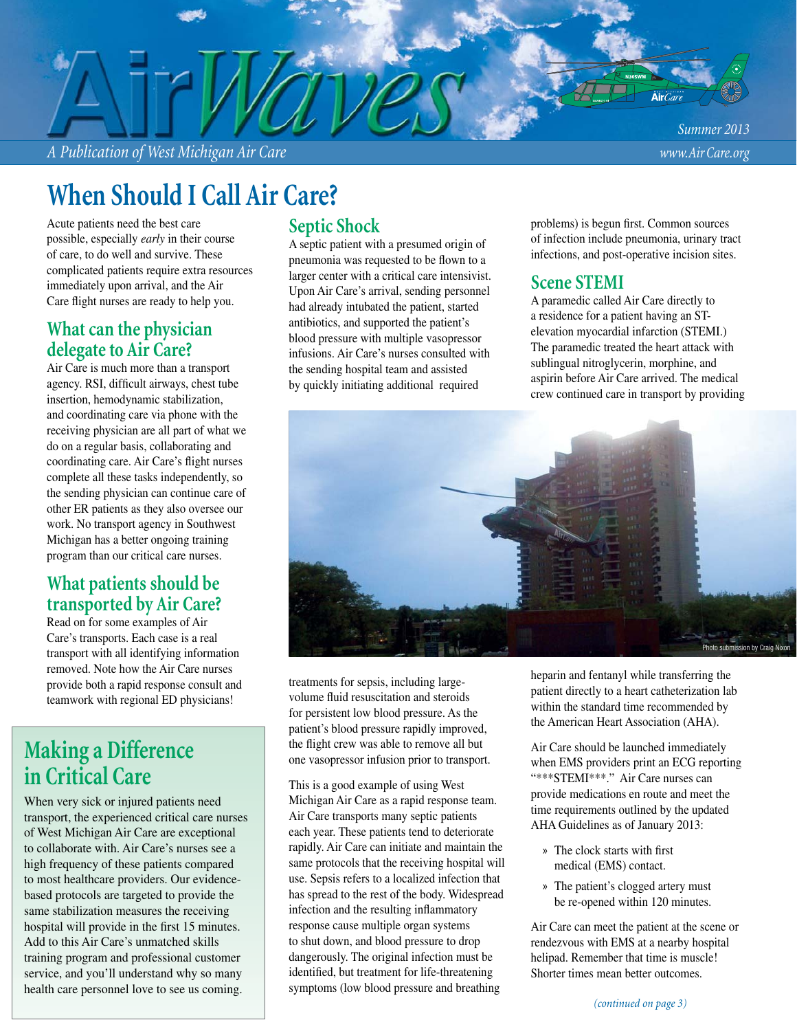# AirWaves

*A Publication of West Michigan Air Care*

*Summer 2013*

*www.Air Care.org*

# When Should I Call Air Care?

Acute patients need the best care possible, especially *early* in their course of care, to do well and survive. These complicated patients require extra resources immediately upon arrival, and the Air Care flight nurses are ready to help you.

## What can the physician delegate to Air Care?

Air Care is much more than a transport agency. RSI, difficult airways, chest tube insertion, hemodynamic stabilization, and coordinating care via phone with the receiving physician are all part of what we do on a regular basis, collaborating and coordinating care. Air Care's flight nurses complete all these tasks independently, so the sending physician can continue care of other ER patients as they also oversee our work. No transport agency in Southwest Michigan has a better ongoing training program than our critical care nurses.

## What patients should be transported by Air Care?

Read on for some examples of Air Care's transports. Each case is a real transport with all identifying information removed. Note how the Air Care nurses provide both a rapid response consult and teamwork with regional ED physicians!

## Septic Shock

A septic patient with a presumed origin of pneumonia was requested to be flown to a larger center with a critical care intensivist. Upon Air Care's arrival, sending personnel had already intubated the patient, started antibiotics, and supported the patient's blood pressure with multiple vasopressor infusions. Air Care's nurses consulted with the sending hospital team and assisted by quickly initiating additional required treatments for sepsis, including large-volume fluid resuscitation and steroids for persistent low blood pressure. As the patient's blood pressure rapidly improved, the flight crew was able to remove all but one vasopressor infusion prior to transport.

This is a good example of using West Michigan Air Care as a rapid response team. Air Care transports many septic patients each year. These patients tend to deteriorate rapidly. Air Care can initiate and maintain the same protocols that the receiving hospital will use. Sepsis refers to a localized infection that has spread to the rest of the body. Widespread infection and the resulting inflammatory response cause multiple organ systems to shut down, and blood pressure to drop dangerously. The original infection must be identified, but treatment for life-threatening symptoms (low blood pressure and breathing problems) is begun first. Common sources of infection include pneumonia, urinary tract infections, and post-operative incision sites.

## Scene STEMI

A paramedic called Air Care directly to a residence for a patient having an ST-elevation myocardial infarction (STEMI.) The paramedic treated the heart attack with sublingual nitroglycerin, morphine, and aspirin before Air Care arrived. The medical crew continued care in transport by providing heparin and fentanyl while transferring the patient directly to a heart catheterization lab within the standard time recommended by the American Heart Association (AHA).

Air Care should be launched immediately when EMS providers print an ECG reporting "***STEMI***." Air Care nurses can provide medications en route and meet the time requirements outlined by the updated AHA Guidelines as of January 2013:

- The clock starts with first medical (EMS) contact.
- The patient's clogged artery must be re-opened within 120 minutes.

Air Care can meet the patient at the scene or rendezvous with EMS at a nearby hospital helipad. Remember that time is muscle! Shorter times mean better outcomes.

*(continued on page 3)*

Photo submission by Craig Nixon

## Making a Difference in Critical Care

When very sick or injured patients need transport, the experienced critical care nurses of West Michigan Air Care are exceptional to collaborate with. Air Care's nurses see a high frequency of these patients compared to most healthcare providers. Our evidence-based protocols are targeted to provide the same stabilization measures the receiving hospital will provide in the first 15 minutes. Add to this Air Care's unmatched skills training program and professional customer service, and you'll understand why so many health care personnel love to see us coming.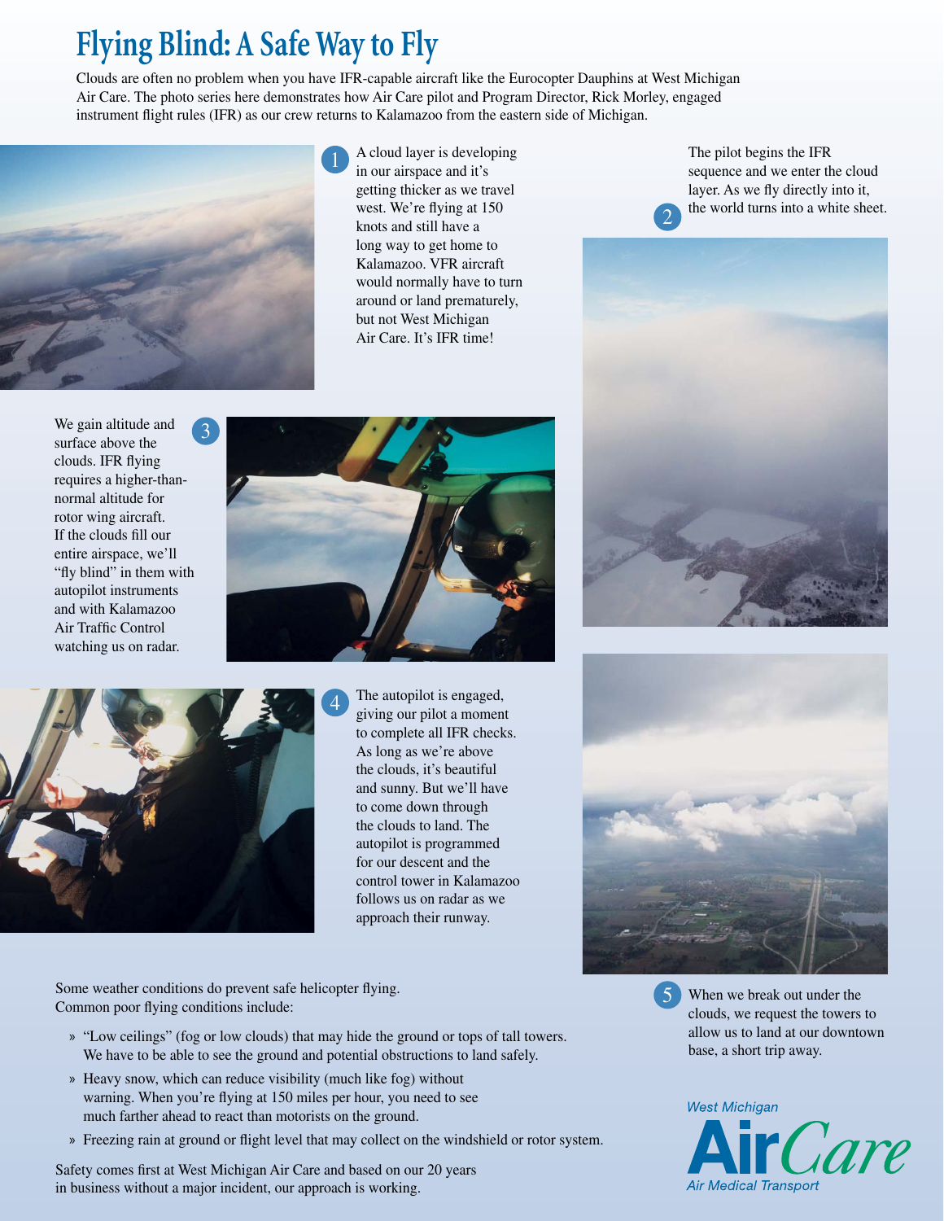# Flying Blind: A Safe Way to Fly

Clouds are often no problem when you have IFR-capable aircraft like the Eurocopter Dauphins at West Michigan Air Care. The photo series here demonstrates how Air Care pilot and Program Director, Rick Morley, engaged instrument flight rules (IFR) as our crew returns to Kalamazoo from the eastern side of Michigan.

1. A cloud layer is developing in our airspace and it's getting thicker as we travel west. We're flying at 150 knots and still have a long way to get home to Kalamazoo. VFR aircraft would normally have to turn around or land prematurely, but not West Michigan Air Care. It's IFR time!

2. The pilot begins the IFR sequence and we enter the cloud layer. As we fly directly into it, the world turns into a white sheet.

3. We gain altitude and surface above the clouds. IFR flying requires a higher-than-normal altitude for rotor wing aircraft. If the clouds fill our entire airspace, we'll "fly blind" in them with autopilot instruments and with Kalamazoo Air Traffic Control watching us on radar.

4. The autopilot is engaged, giving our pilot a moment to complete all IFR checks. As long as we're above the clouds, it's beautiful and sunny. But we'll have to come down through the clouds to land. The autopilot is programmed for our descent and the control tower in Kalamazoo follows us on radar as we approach their runway.

5. When we break out under the clouds, we request the towers to allow us to land at our downtown base, a short trip away.

Some weather conditions do prevent safe helicopter flying. Common poor flying conditions include:

- "Low ceilings" (fog or low clouds) that may hide the ground or tops of tall towers. We have to be able to see the ground and potential obstructions to land safely.
- Heavy snow, which can reduce visibility (much like fog) without warning. When you're flying at 150 miles per hour, you need to see much farther ahead to react than motorists on the ground.
- Freezing rain at ground or flight level that may collect on the windshield or rotor system.

Safety comes first at West Michigan Air Care and based on our 20 years in business without a major incident, our approach is working.

West Michigan AirCare Air Medical Transport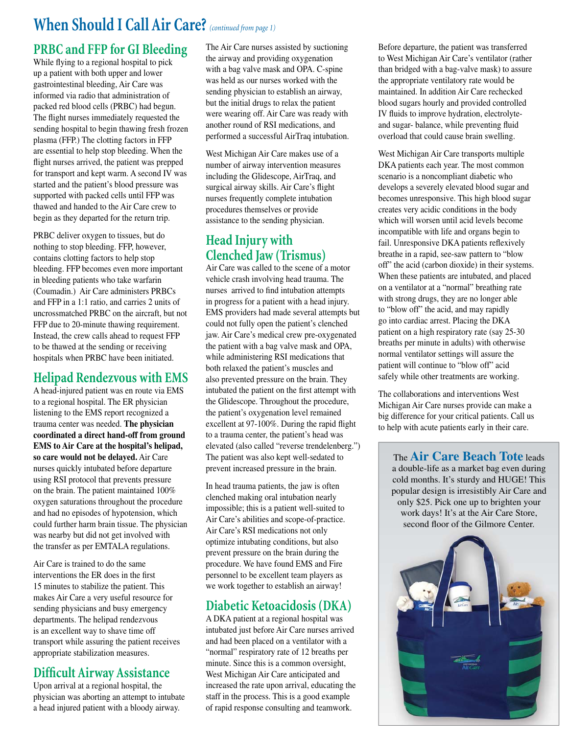# When Should I Call Air Care? *(continued from page 1)*

## PRBC and FFP for GI Bleeding

While flying to a regional hospital to pick up a patient with both upper and lower gastrointestinal bleeding, Air Care was informed via radio that administration of packed red blood cells (PRBC) had begun. The flight nurses immediately requested the sending hospital to begin thawing fresh frozen plasma (FFP.) The clotting factors in FFP are essential to help stop bleeding. When the flight nurses arrived, the patient was prepped for transport and kept warm. A second IV was started and the patient's blood pressure was supported with packed cells until FFP was thawed and handed to the Air Care crew to begin as they departed for the return trip.

PRBC deliver oxygen to tissues, but do nothing to stop bleeding. FFP, however, contains clotting factors to help stop bleeding. FFP becomes even more important in bleeding patients who take warfarin (Coumadin.) Air Care administers PRBCs and FFP in a 1:1 ratio, and carries 2 units of uncrossmatched PRBC on the aircraft, but not FFP due to 20-minute thawing requirement. Instead, the crew calls ahead to request FFP to be thawed at the sending or receiving hospitals when PRBC have been initiated.

## Helipad Rendezvous with EMS

A head-injured patient was en route via EMS to a regional hospital. The ER physician listening to the EMS report recognized a trauma center was needed. **The physician coordinated a direct hand-off from ground EMS to Air Care at the hospital's helipad, so care would not be delayed.** Air Care nurses quickly intubated before departure using RSI protocol that prevents pressure on the brain. The patient maintained 100% oxygen saturations throughout the procedure and had no episodes of hypotension, which could further harm brain tissue. The physician was nearby but did not get involved with the transfer as per EMTALA regulations.

Air Care is trained to do the same interventions the ER does in the first 15 minutes to stabilize the patient. This makes Air Care a very useful resource for sending physicians and busy emergency departments. The helipad rendezvous is an excellent way to shave time off transport while assuring the patient receives appropriate stabilization measures.

## Difficult Airway Assistance

Upon arrival at a regional hospital, the physician was aborting an attempt to intubate a head injured patient with a bloody airway. The Air Care nurses assisted by suctioning the airway and providing oxygenation with a bag valve mask and OPA. C-spine was held as our nurses worked with the sending physician to establish an airway, but the initial drugs to relax the patient were wearing off. Air Care was ready with another round of RSI medications, and performed a successful AirTraq intubation.

West Michigan Air Care makes use of a number of airway intervention measures including the Glidescope, AirTraq, and surgical airway skills. Air Care's flight nurses frequently complete intubation procedures themselves or provide assistance to the sending physician.

## Head Injury with Clenched Jaw (Trismus)

Air Care was called to the scene of a motor vehicle crash involving head trauma. The nurses arrived to find intubation attempts in progress for a patient with a head injury. EMS providers had made several attempts but could not fully open the patient's clenched jaw. Air Care's medical crew pre-oxygenated the patient with a bag valve mask and OPA, while administering RSI medications that both relaxed the patient's muscles and also prevented pressure on the brain. They intubated the patient on the first attempt with the Glidescope. Throughout the procedure, the patient's oxygenation level remained excellent at 97-100%. During the rapid flight to a trauma center, the patient's head was elevated (also called "reverse trendelenberg.") The patient was also kept well-sedated to prevent increased pressure in the brain.

In head trauma patients, the jaw is often clenched making oral intubation nearly impossible; this is a patient well-suited to Air Care's abilities and scope-of-practice. Air Care's RSI medications not only optimize intubating conditions, but also prevent pressure on the brain during the procedure. We have found EMS and Fire personnel to be excellent team players as we work together to establish an airway!

## Diabetic Ketoacidosis (DKA)

A DKA patient at a regional hospital was intubated just before Air Care nurses arrived and had been placed on a ventilator with a "normal" respiratory rate of 12 breaths per minute. Since this is a common oversight, West Michigan Air Care anticipated and increased the rate upon arrival, educating the staff in the process. This is a good example of rapid response consulting and teamwork. Before departure, the patient was transferred to West Michigan Air Care's ventilator (rather than bridged with a bag-valve mask) to assure the appropriate ventilatory rate would be maintained. In addition Air Care rechecked blood sugars hourly and provided controlled IV fluids to improve hydration, electrolyte- and sugar- balance, while preventing fluid overload that could cause brain swelling.

West Michigan Air Care transports multiple DKA patients each year. The most common scenario is a noncompliant diabetic who develops a severely elevated blood sugar and becomes unresponsive. This high blood sugar creates very acidic conditions in the body which will worsen until acid levels become incompatible with life and organs begin to fail. Unresponsive DKA patients reflexively breathe in a rapid, see-saw pattern to "blow off" the acid (carbon dioxide) in their systems. When these patients are intubated, and placed on a ventilator at a "normal" breathing rate with strong drugs, they are no longer able to "blow off" the acid, and may rapidly go into cardiac arrest. Placing the DKA patient on a high respiratory rate (say 25-30 breaths per minute in adults) with otherwise normal ventilator settings will assure the patient will continue to "blow off" acid safely while other treatments are working.

The collaborations and interventions West Michigan Air Care nurses provide can make a big difference for your critical patients. Call us to help with acute patients early in their care.

---

The **Air Care Beach Tote** leads a double-life as a market bag even during cold months. It's sturdy and HUGE! This popular design is irresistibly Air Care and only $25. Pick one up to brighten your work days! It's at the Air Care Store, second floor of the Gilmore Center.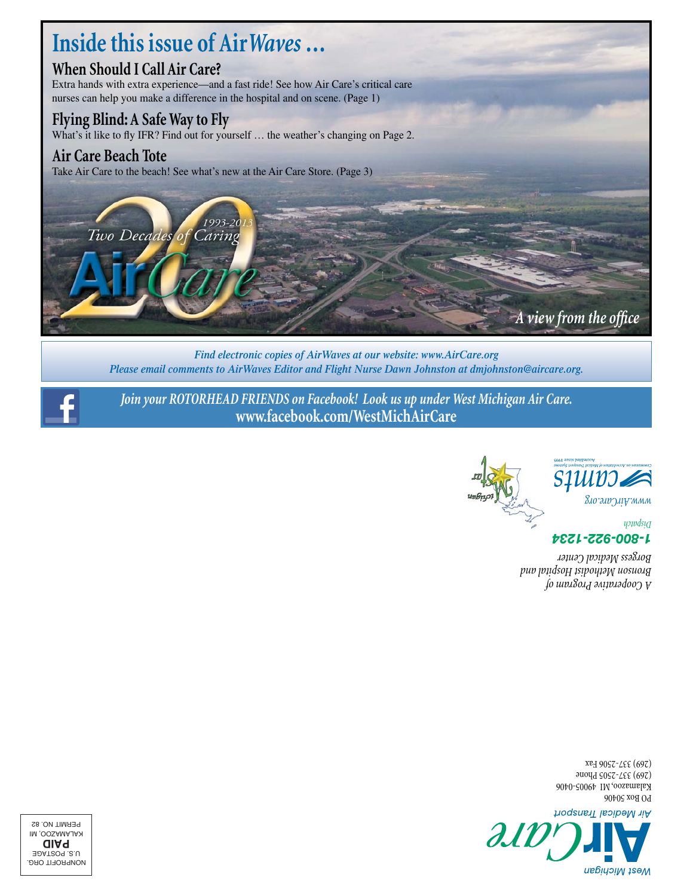# Inside this issue of Air*Waves* …

## When Should I Call Air Care?

Extra hands with extra experience—and a fast ride! See how Air Care's critical care nurses can help you make a difference in the hospital and on scene. (Page 1)

## Flying Blind: A Safe Way to Fly

What's it like to fly IFR? Find out for yourself … the weather's changing on Page 2.

## Air Care Beach Tote

Take Air Care to the beach! See what's new at the Air Care Store. (Page 3)

1993-2013
*Two Decades of Caring*
Air Care 20

*A view from the office*

*Find electronic copies of AirWaves at our website: www.AirCare.org*
*Please email comments to AirWaves Editor and Flight Nurse Dawn Johnston at dmjohnston@aircare.org.*

*Join your ROTORHEAD FRIENDS on Facebook! Look us up under West Michigan Air Care.*
**www.facebook.com/WestMichAirCare**

*A Cooperative Program of*
*Bronson Methodist Hospital and*
*Borgess Medical Center*

**1-800-922-1234**
*Dispatch*

*www.AirCare.org*

camts
Commission on Accreditation of Medical Transport Systems
Accredited since 1995

*West Michigan*
**Air** *Care*
*Air Medical Transport*

PO Box 50406
Kalamazoo, MI 49005-0406
(269) 337-2505 Phone
(269) 337-2506 Fax

NONPROFIT ORG.
U.S. POSTAGE
**PAID**
KALAMAZOO, MI
PERMIT NO. 82